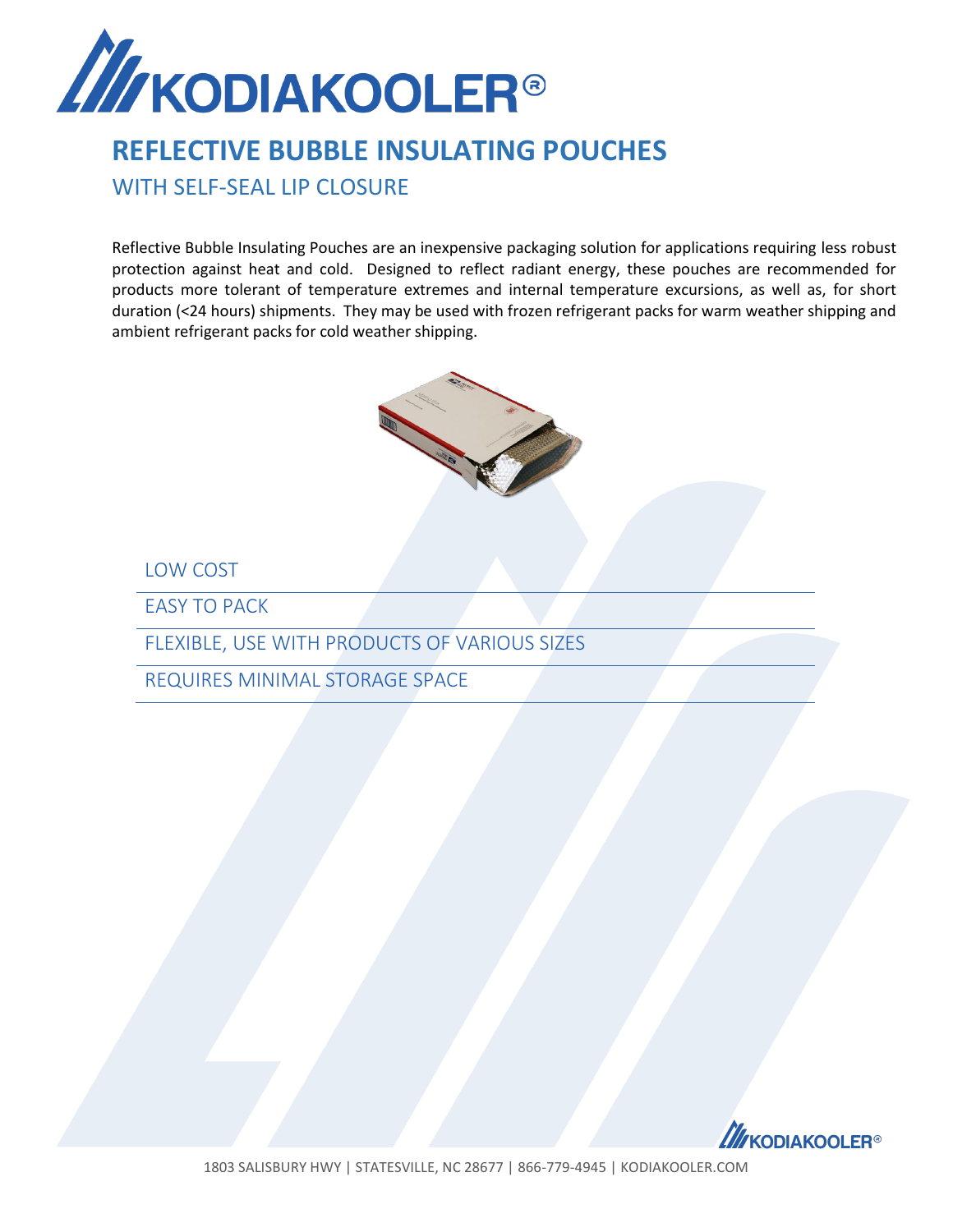# REFLECTIVE BUBBLE INSULATING POUCHES

## WITH SELF-SEAL LIP CLOSURE

Reflective Bubble Insulating Pouches are an inexpensive packaging solution for applications requiring less robust protection against heat and cold. Designed to reflect radiant energy, these pouches are recommended for products more tolerant of temperature extremes and internal temperature excursions, as well as, for short duration (<24 hours) shipments. They may be used with frozen refrigerant packs for warm weather shipping and ambient refrigerant packs for cold weather shipping.

- LOW COST
- EASY TO PACK
- FLEXIBLE, USE WITH PRODUCTS OF VARIOUS SIZES
- REQUIRES MINIMAL STORAGE SPACE

1803 SALISBURY HWY | STATESVILLE, NC 28677 | 866-779-4945 | KODIAKOOLER.COM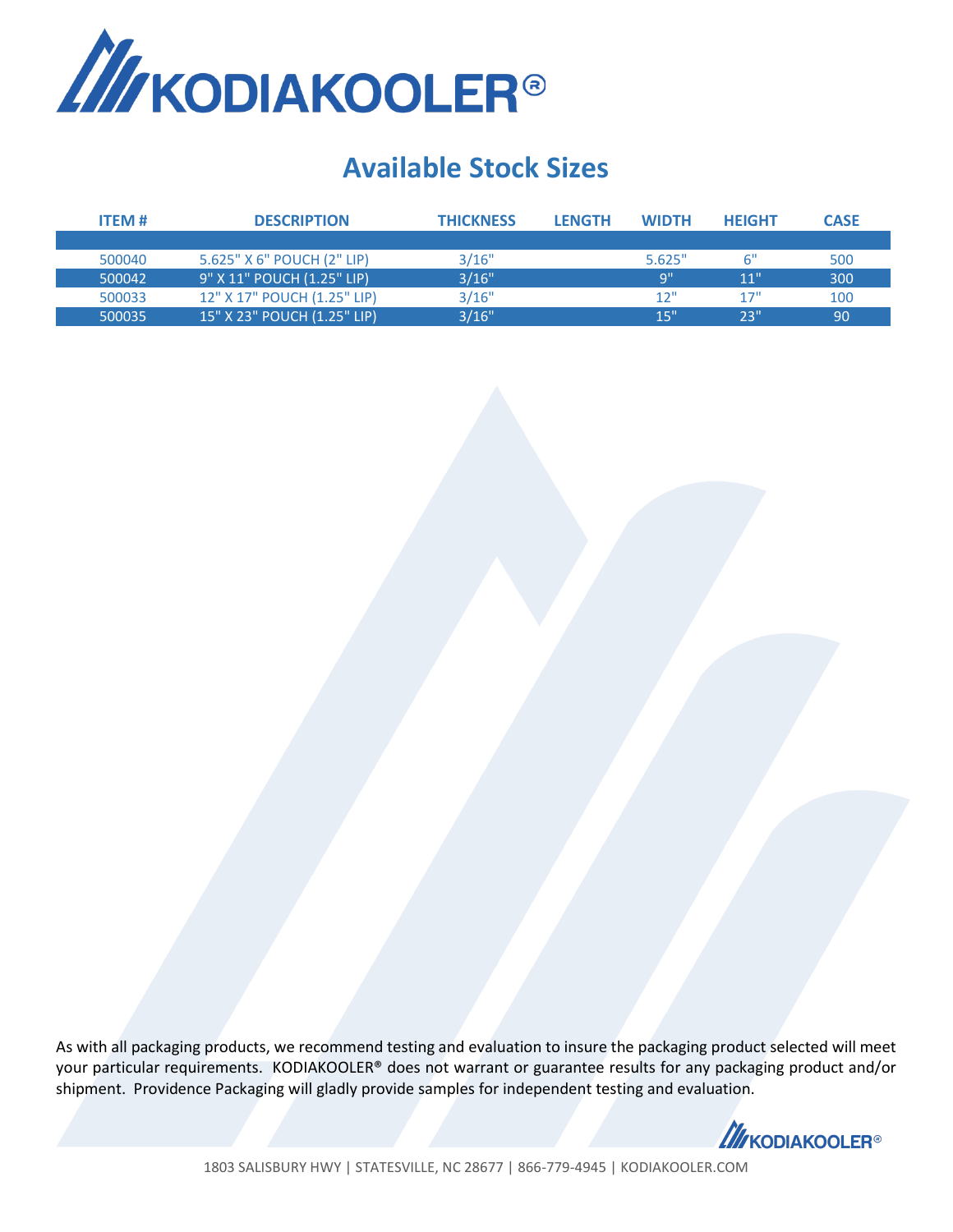# KODIAKOOLER®

## Available Stock Sizes

| ITEM # | DESCRIPTION | THICKNESS | LENGTH | WIDTH | HEIGHT | CASE |
|---|---|---|---|---|---|---|
| 500040 | 5.625" X 6" POUCH (2" LIP) | 3/16" | | 5.625" | 6" | 500 |
| 500042 | 9" X 11" POUCH (1.25" LIP) | 3/16" | | 9" | 11" | 300 |
| 500033 | 12" X 17" POUCH (1.25" LIP) | 3/16" | | 12" | 17" | 100 |
| 500035 | 15" X 23" POUCH (1.25" LIP) | 3/16" | | 15" | 23" | 90 |

As with all packaging products, we recommend testing and evaluation to insure the packaging product selected will meet your particular requirements. KODIAKOOLER® does not warrant or guarantee results for any packaging product and/or shipment. Providence Packaging will gladly provide samples for independent testing and evaluation.

KODIAKOOLER®

1803 SALISBURY HWY | STATESVILLE, NC 28677 | 866-779-4945 | KODIAKOOLER.COM